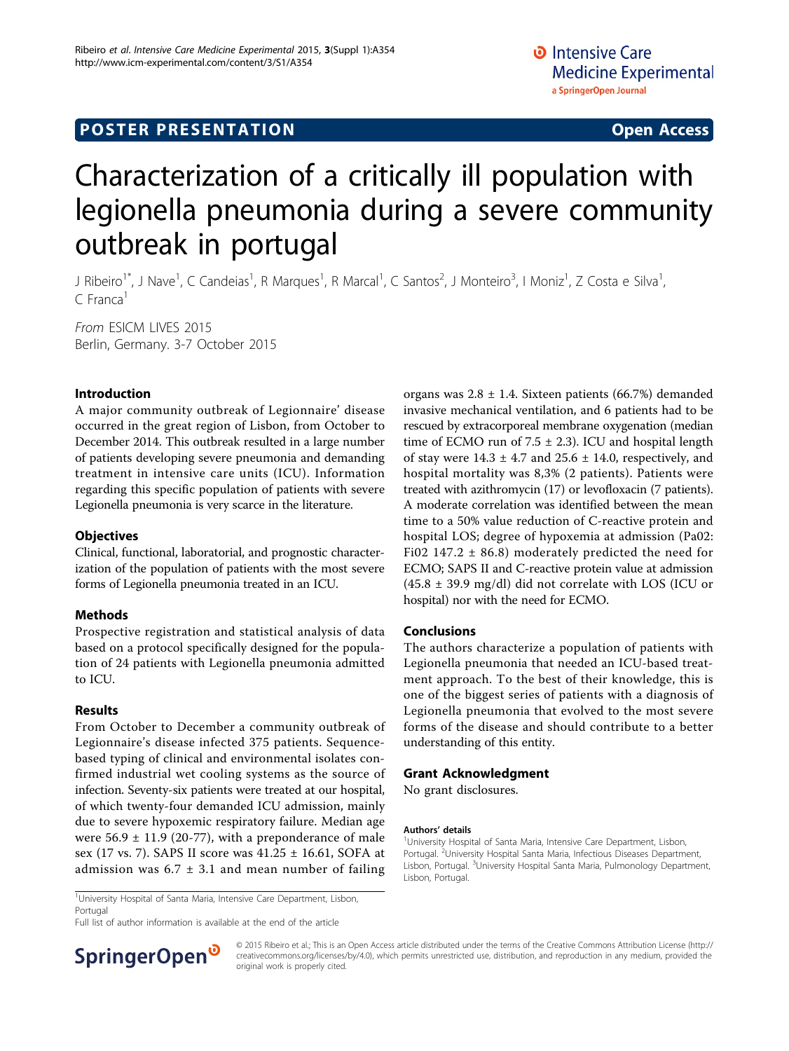POSTER PRESENTATION **Open Access**

# Characterization of a critically ill population with legionella pneumonia during a severe community outbreak in portugal

J Ribeiro[1*], J Nave[1], C Candeias[1], R Marques[1], R Marcal[1], C Santos[2], J Monteiro[3], I Moniz[1], Z Costa e Silva[1], C Franca[1]

*From* ESICM LIVES 2015
Berlin, Germany. 3-7 October 2015

## Introduction

A major community outbreak of Legionnaire' disease occurred in the great region of Lisbon, from October to December 2014. This outbreak resulted in a large number of patients developing severe pneumonia and demanding treatment in intensive care units (ICU). Information regarding this specific population of patients with severe Legionella pneumonia is very scarce in the literature.

## Objectives

Clinical, functional, laboratorial, and prognostic characterization of the population of patients with the most severe forms of Legionella pneumonia treated in an ICU.

## Methods

Prospective registration and statistical analysis of data based on a protocol specifically designed for the population of 24 patients with Legionella pneumonia admitted to ICU.

## Results

From October to December a community outbreak of Legionnaire's disease infected 375 patients. Sequence-based typing of clinical and environmental isolates confirmed industrial wet cooling systems as the source of infection. Seventy-six patients were treated at our hospital, of which twenty-four demanded ICU admission, mainly due to severe hypoxemic respiratory failure. Median age were $56.9 \pm 11.9$ (20-77), with a preponderance of male sex (17 vs. 7). SAPS II score was $41.25 \pm 16.61$, SOFA at admission was $6.7 \pm 3.1$ and mean number of failing organs was $2.8 \pm 1.4$. Sixteen patients (66.7%) demanded invasive mechanical ventilation, and 6 patients had to be rescued by extracorporeal membrane oxygenation (median time of ECMO run of $7.5 \pm 2.3$). ICU and hospital length of stay were $14.3 \pm 4.7$ and $25.6 \pm 14.0$, respectively, and hospital mortality was 8,3% (2 patients). Patients were treated with azithromycin (17) or levofloxacin (7 patients). A moderate correlation was identified between the mean time to a 50% value reduction of C-reactive protein and hospital LOS; degree of hypoxemia at admission (Pa02: Fi02 $147.2 \pm 86.8$) moderately predicted the need for ECMO; SAPS II and C-reactive protein value at admission ($45.8 \pm 39.9$ mg/dl) did not correlate with LOS (ICU or hospital) nor with the need for ECMO.

## Conclusions

The authors characterize a population of patients with Legionella pneumonia that needed an ICU-based treatment approach. To the best of their knowledge, this is one of the biggest series of patients with a diagnosis of Legionella pneumonia that evolved to the most severe forms of the disease and should contribute to a better understanding of this entity.

## Grant Acknowledgment

No grant disclosures.

### Authors' details

[1]University Hospital of Santa Maria, Intensive Care Department, Lisbon, Portugal. [2]University Hospital Santa Maria, Infectious Diseases Department, Lisbon, Portugal. [3]University Hospital Santa Maria, Pulmonology Department, Lisbon, Portugal.

[1]University Hospital of Santa Maria, Intensive Care Department, Lisbon, Portugal
Full list of author information is available at the end of the article

© 2015 Ribeiro et al.; This is an Open Access article distributed under the terms of the Creative Commons Attribution License (http://creativecommons.org/licenses/by/4.0), which permits unrestricted use, distribution, and reproduction in any medium, provided the original work is properly cited.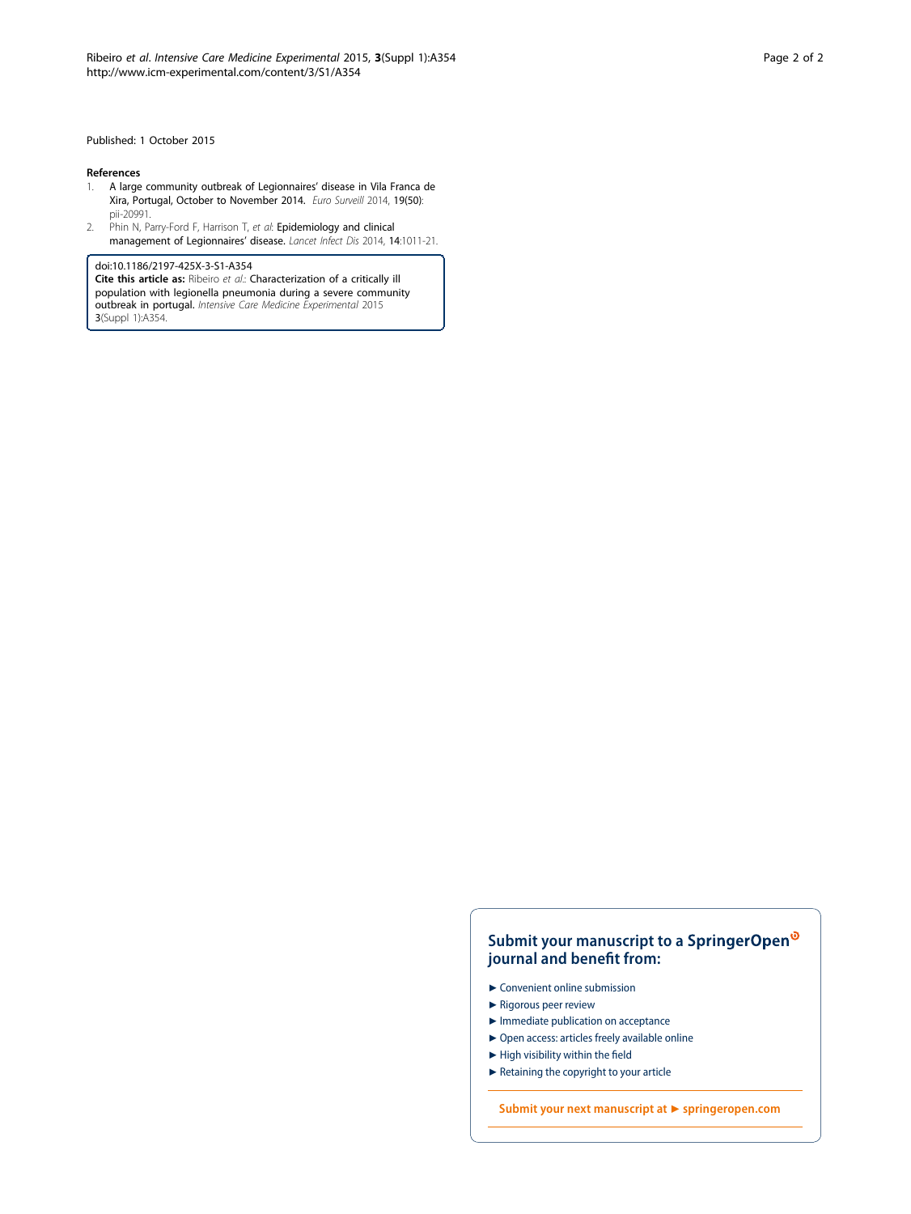Published: 1 October 2015

### References

1. A large community outbreak of Legionnaires' disease in Vila Franca de Xira, Portugal, October to November 2014. *Euro Surveill* 2014, **19**(50): pii-20991.
2. Phin N, Parry-Ford F, Harrison T, *et al*: Epidemiology and clinical management of Legionnaires' disease. *Lancet Infect Dis* 2014, **14**:1011-21.

doi:10.1186/2197-425X-3-S1-A354
**Cite this article as:** Ribeiro *et al.*: Characterization of a critically ill population with legionella pneumonia during a severe community outbreak in portugal. *Intensive Care Medicine Experimental* 2015 **3**(Suppl 1):A354.

**Submit your manuscript to a SpringerOpen journal and benefit from:**

- ► Convenient online submission
- ► Rigorous peer review
- ► Immediate publication on acceptance
- ► Open access: articles freely available online
- ► High visibility within the field
- ► Retaining the copyright to your article

**Submit your next manuscript at ► springeropen.com**